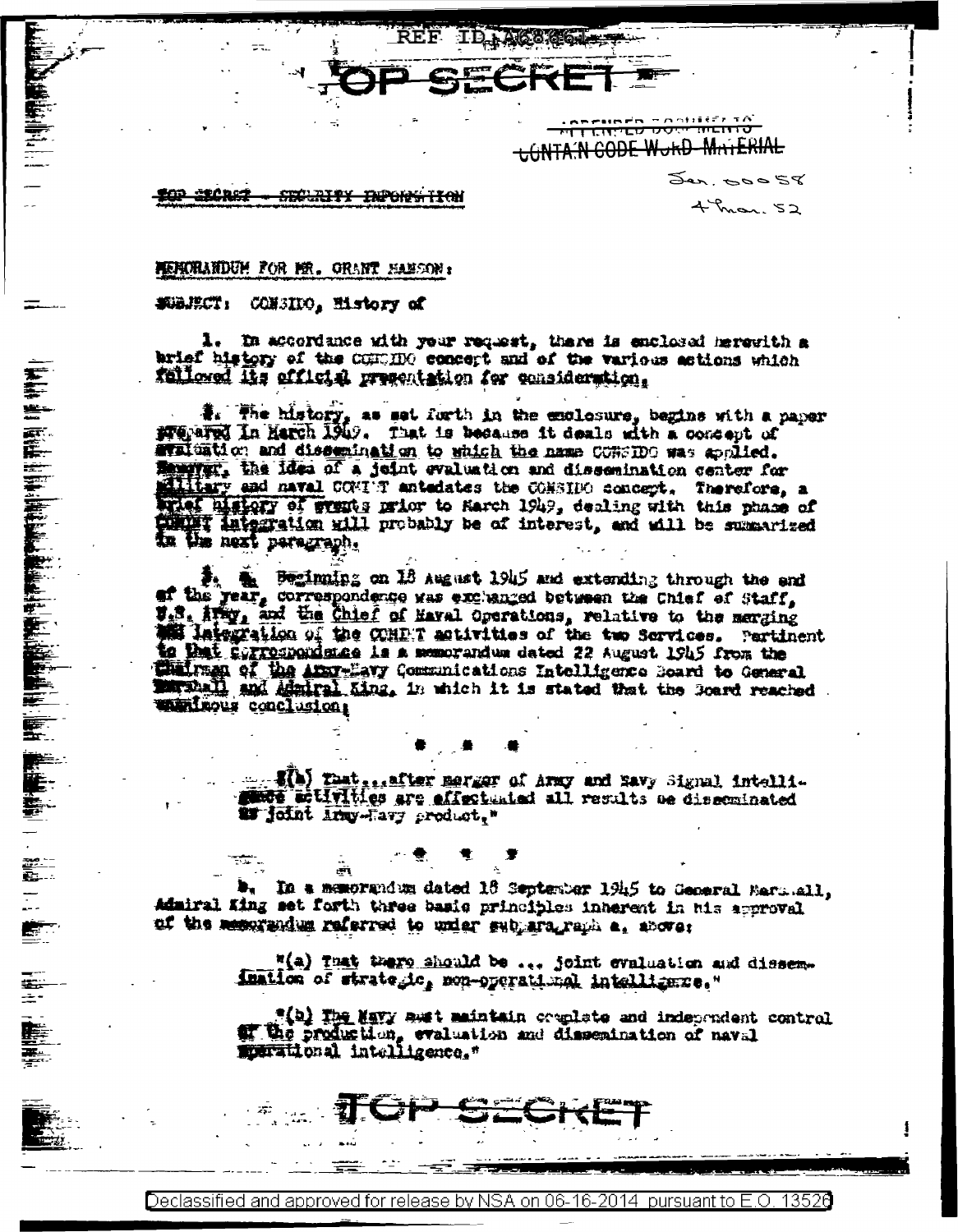REF ID:A68264

TOP SECRET

~~APPENDED DOCUMENTS CONTAIN CODE WORD MATERIAL~~

Ser. 00058
4 Mar. 52

~~TOP SECRET - SECURITY INFORMATION~~

MEMORANDUM FOR MR. GRANT HANSON:

SUBJECT: CONSIDO, History of

1. In accordance with your request, there is enclosed herewith a brief history of the CONSIDO concept and of the various actions which followed its official presentation for consideration.

2. The history, as set forth in the enclosure, begins with a paper prepared in March 1949. That is because it deals with a concept of evaluation and dissemination to which the name CONSIDO was applied. However, the idea of a joint evaluation and dissemination center for military and naval COMINT antedates the CONSIDO concept. Therefore, a brief history of events prior to March 1949, dealing with this phase of COMINT integration will probably be of interest, and will be summarized in the next paragraph.

3. a. Beginning on 18 August 1945 and extending through the end of the year, correspondence was exchanged between the Chief of Staff, U.S. Army, and the Chief of Naval Operations, relative to the merging and integration of the COMINT activities of the two Services. Pertinent to that correspondence is a memorandum dated 22 August 1945 from the Chairman of the Army-Navy Communications Intelligence Board to General Marshall and Admiral King, in which it is stated that the Board reached unanimous conclusion:

\* \* \*

"(b) That...after merger of Army and Navy Signal intelligence activities are effectuated all results be disseminated as joint Army-Navy product."

\* \* \*

b. In a memorandum dated 18 September 1945 to General Marshall, Admiral King set forth three basic principles inherent in his approval of the memorandum referred to under subparagraph a. above:

"(a) That there should be ... joint evaluation and dissemination of strategic, non-operational intelligence."

"(b) The Navy must maintain complete and independent control of the production, evaluation and dissemination of naval operational intelligence."

TOP SECRET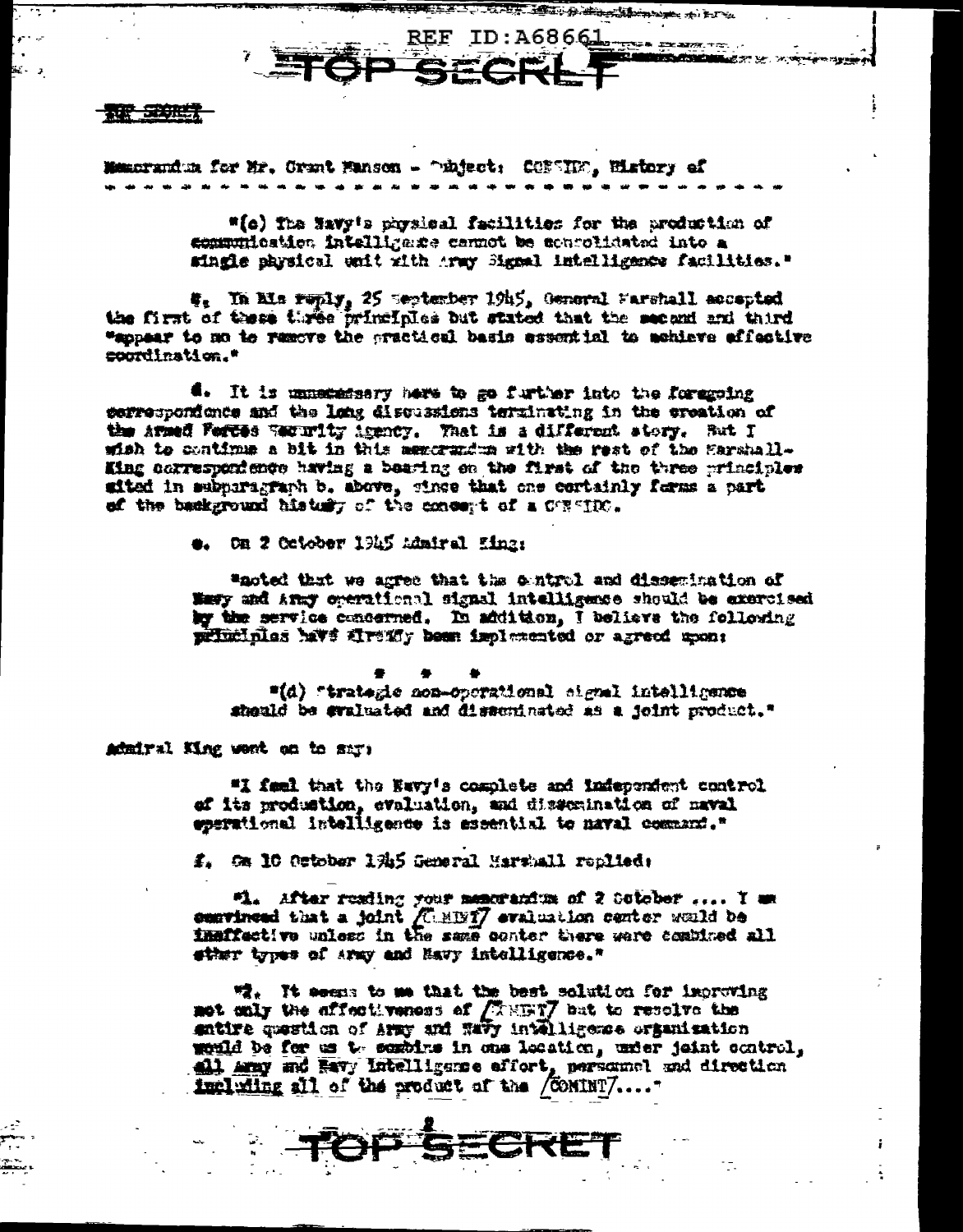REF ID:A68661

TOP SECRET

Memorandum for Mr. Grant Manson - Subject: COMSIDC, History of

- - - - - - - - - - - - - - - - - - - - - - - - - - - - - - - - -

"(c) The Navy's physical facilities for the production of communication intelligence cannot be consolidated into a single physical unit with Army Signal intelligence facilities."

c. In his reply, 25 September 1945, General Marshall accepted the first of these three principles but stated that the second and third "appear to me to remove the practical basis essential to achieve effective coordination."

d. It is unnecessary here to go further into the foregoing correspondence and the long discussions terminating in the creation of the Armed Forces Security Agency. That is a different story. But I wish to continue a bit in this memorandum with the rest of the Marshall-King correspondence having a bearing on the first of the three principles cited in subparagraph b. above, since that one certainly forms a part of the background history of the concept of a COMSIDC.

e. On 2 October 1945 Admiral King:

"noted that we agree that the control and dissemination of Navy and Army operational signal intelligence should be exercised by the service concerned. In addition, I believe the following principles have already been implemented or agreed upon:

\* \* \*

"(d) Strategic non-operational signal intelligence should be evaluated and disseminated as a joint product."

Admiral King went on to say:

"I feel that the Navy's complete and independent control of its production, evaluation, and dissemination of naval operational intelligence is essential to naval command."

f. On 10 October 1945 General Marshall replied:

"1. After reading your memorandum of 2 October .... I am convinced that a joint [COMINT] evaluation center would be ineffective unless in the same center there were combined all other types of Army and Navy intelligence."

"2. It seems to me that the best solution for improving not only the effectiveness of [COMINT] but to resolve the entire question of Army and Navy intelligence organization would be for us to combine in one location, under joint control, all Army and Navy intelligence effort, personnel and direction including all of the product of the [COMINT]...."

TOP SECRET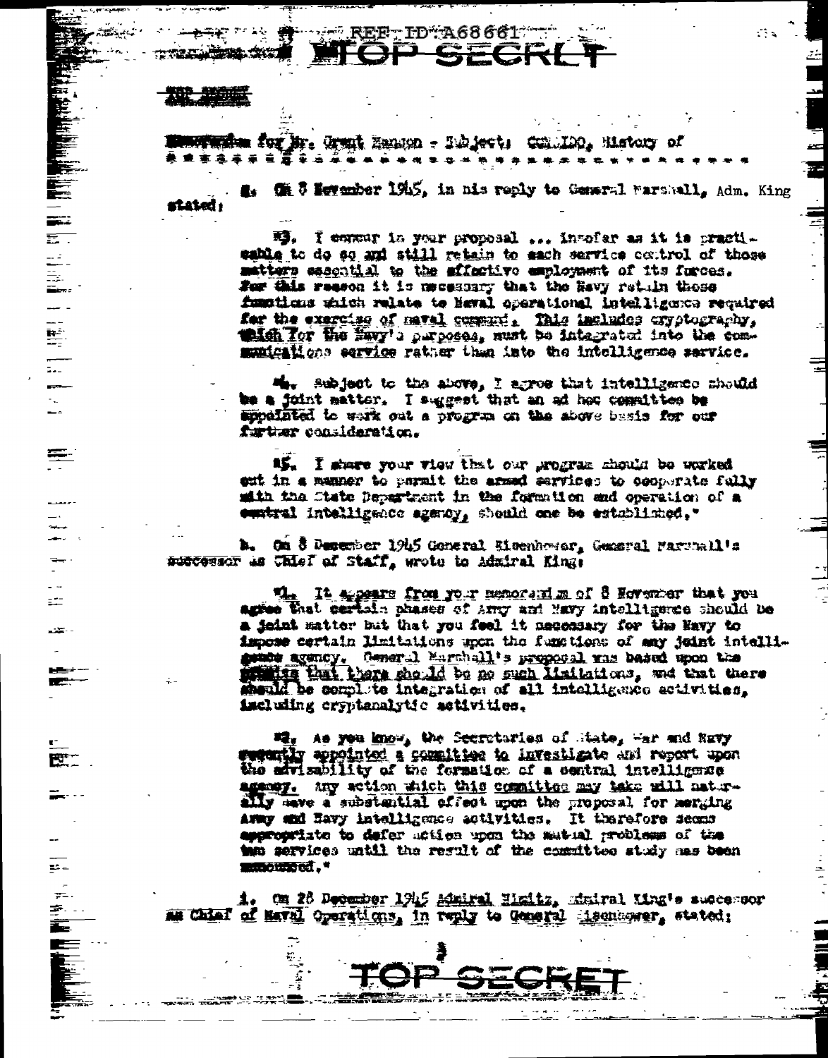REF ID:A68661

TOP SECRET

TOP SECRET

Memorandum for Mr. Grant Hanson - Subject: COMINT, History of

g. On 8 November 1945, in his reply to General Marshall, Adm. King stated:

> "3. I concur in your proposal ... insofar as it is practicable to do so and still retain to each service control of those matters essential to the effective employment of its forces. For this reason it is necessary that the Navy retain those functions which relate to Naval operational intelligence required for the exercise of naval command. This includes cryptography, which for the Navy's purposes, must be integrated into the communications service rather than into the intelligence service.
>
> "4. Subject to the above, I agree that intelligence should be a joint matter. I suggest that an ad hoc committee be appointed to work out a program on the above basis for our further consideration.
>
> "5. I share your view that our program should be worked out in a manner to permit the armed services to cooperate fully with the State Department in the formation and operation of a central intelligence agency, should one be established."

h. On 8 December 1945 General Eisenhower, General Marshall's successor as Chief of Staff, wrote to Admiral King:

> "1. It appears from your memorandum of 8 November that you agree that certain phases of Army and Navy intelligence should be a joint matter but that you feel it necessary for the Navy to impose certain limitations upon the functions of any joint intelligence agency. General Marshall's proposal was based upon the premise that there should be no such limitations, and that there should be complete integration of all intelligence activities, including cryptanalytic activities.
>
> "2. As you know, the Secretaries of State, War and Navy recently appointed a committee to investigate and report upon the advisability of the formation of a central intelligence agency. Any action which this committee may take will naturally have a substantial effect upon the proposal for merging Army and Navy intelligence activities. It therefore seems appropriate to defer action upon the mutual problems of the two services until the result of the committee study has been announced."

i. On 28 December 1945 Admiral Nimitz, Admiral King's successor as Chief of Naval Operations, in reply to General Eisenhower, stated:

TOP SECRET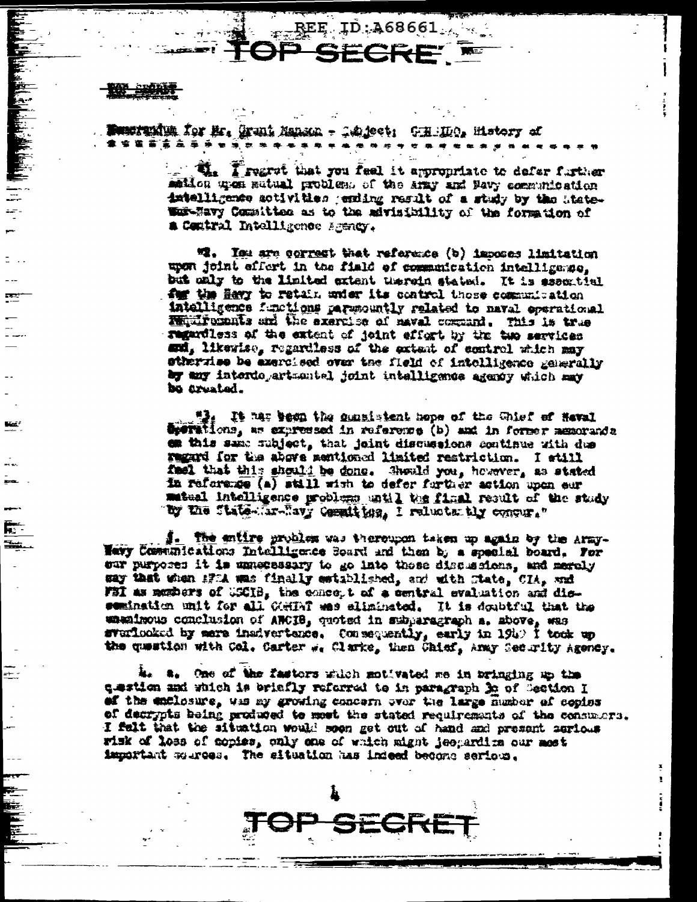REF ID:A68661

TOP SECRET

TOP SECRET

Memorandum for Mr. Grant Manson - Subject: COMINT, History of

* * * * * * * * * * * * * * * * * * * * * * * * * * * * * * * * * *

"1. I regret that you feel it appropriate to defer further action upon mutual problems of the Army and Navy communication intelligence activities pending result of a study by the State-War-Navy Committee as to the advisability of the formation of a Central Intelligence Agency.

"2. You are correct that reference (b) imposes limitation upon joint effort in the field of communication intelligence, but only to the limited extent therein stated. It is essential for the Navy to retain under its control those communication intelligence functions paramountly related to naval operational requirements and the exercise of naval command. This is true regardless of the extent of joint effort by the two services and, likewise, regardless of the extent of control which may otherwise be exercised over the field of intelligence generally by any interdepartmental joint intelligence agency which may be created.

"3. It has been the consistent hope of the Chief of Naval Operations, as expressed in reference (b) and in former memoranda on this same subject, that joint discussions continue with due regard for the above mentioned limited restriction. I still feel that this should be done. Should you, however, as stated in reference (a) still wish to defer further action upon our mutual intelligence problems until the final result of the study by the State-War-Navy Committee, I reluctantly concur."

3. The entire problem was thereupon taken up again by the Army-Navy Communications Intelligence Board and then by a special board. For our purposes it is unnecessary to go into those discussions, and merely say that when AFSA was finally established, and with State, CIA, and FBI as members of USCIB, the concept of a central evaluation and dissemination unit for all COMINT was eliminated. It is doubtful that the unanimous conclusion of ANCIB, quoted in subparagraph a. above, was overlooked by mere inadvertence. Consequently, early in 1949 I took up the question with Col. Carter W. Clarke, then Chief, Army Security Agency.

4. a. One of the factors which motivated me in bringing up the question and which is briefly referred to in paragraph 3c of Section I of the enclosure, was my growing concern over the large number of copies of decrypts being produced to meet the stated requirements of the consumers. I felt that the situation would soon get out of hand and present serious risk of loss of copies, only one of which might jeopardize our most important sources. The situation has indeed become serious.

TOP SECRET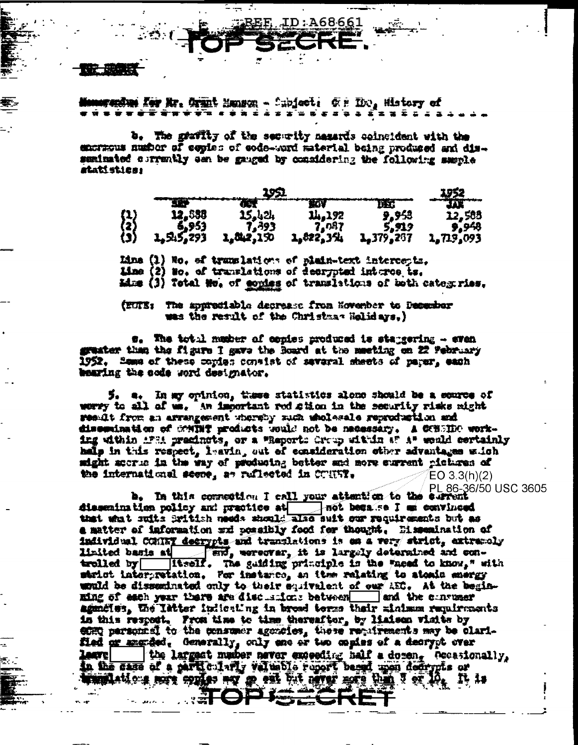REF ID:A68661

TOP SECRET

TOP SECRET

Memorandum for Mr. Grant Manson - Subject: COMINT IDO, History of

b. The gravity of the security hazards coincident with the enormous number of copies of code-word material being produced and disseminated currently can be gauged by considering the following sample statistics:

| | 1951 | | | | 1952 |
|---|---|---|---|---|---|
| | SEP | OCT | NOV | DEC | JAN |
| (1) | 12,888 | 15,424 | 14,192 | 9,958 | 12,588 |
| (2) | 6,953 | 7,393 | 7,087 | 5,919 | 9,948 |
| (3) | 1,545,293 | 1,842,150 | 1,822,354 | 1,379,287 | 1,719,093 |

Line (1) No. of translations of plain-text intercepts.
Line (2) No. of translations of decrypted intercepts.
Line (3) Total No. of copies of translations of both categories.

(NOTE: The appreciable decrease from November to December was the result of the Christmas Holidays.)

c. The total number of copies produced is staggering - even greater than the figure I gave the Board at the meeting on 22 February 1952. Some of these copies consist of several sheets of paper, each bearing the code word designator.

5. a. In my opinion, these statistics alone should be a source of worry to all of us. An important reduction in the security risks might result from an arrangement whereby such wholesale reproduction and dissemination of COMINT products would not be necessary. A COMINT IDO working within AFSA precincts, or a "Reports Group within AFSA" would certainly help in this respect, leaving out of consideration other advantages which might accrue in the way of producing better and more current pictures of the international scene, as reflected in COMINT.

EO 3.3(h)(2)
PL 86-36/50 USC 3605

b. In this connection I call your attention to the current dissemination policy and practice at [redacted] not because I am convinced that what suits British needs should also suit our requirements but as a matter of information and possibly food for thought. Dissemination of individual COMINT decrypts and translations is on a very strict, extremely limited basis at [redacted] and, moreover, it is largely determined and controlled by [redacted] itself. The guiding principle is the "need to know," with strict interpretation. For instance, an item relating to atomic energy would be disseminated only to their equivalent of our AEC. At the beginning of each year there are discussions between [redacted] and the consumer agencies, the latter indicating in broad terms their minimum requirements in this respect. From time to time thereafter, by liaison visits by GCHQ personnel to the consumer agencies, these requirements may be clarified or amended. Generally, only one or two copies of a decrypt ever leave [redacted] the largest number never exceeding half a dozen. Occasionally, in the case of a particularly valuable report based upon decrypts or translations more copies may go out but never more than 9 or 10. It is

TOP SECRET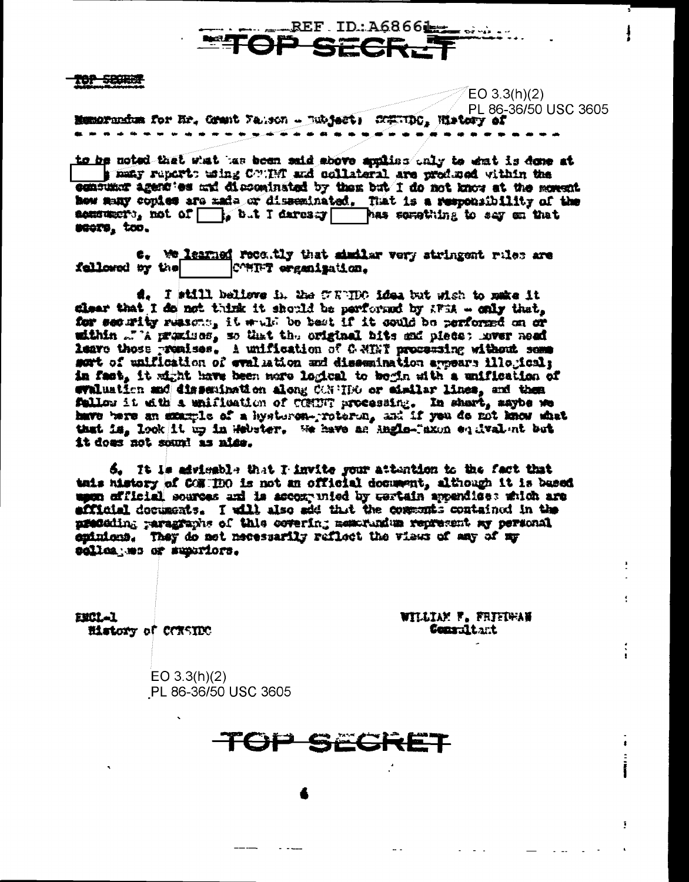REF ID:A68661

TOP SECRET

TOP SECRET

EO 3.3(h)(2)
PL 86-36/50 USC 3605

Memorandum for Mr. Grant Manson - Subject: CONSIDO, History of

- - - - - - - - - - - - - - - - - - - - - - - - - - - - - - - - - -

to be noted that what has been said above applies only to what is done at [ ]; many reports using COMINT and collateral are produced within the consumer agencies and disseminated by them but I do not know at the moment how many copies are made or disseminated. That is a responsibility of the consumers, not of [ ], but I daresay [ ] has something to say on that score, too.

c. We learned recently that similar very stringent rules are followed by the [ ] COMINT organization.

d. I still believe in the CONSIDO idea but wish to make it clear that I do not think it should be performed by AFSA - only that, for security reasons, it would be best if it could be performed on or within AFSA premises, so that the original bits and pieces never need leave those premises. A unification of COMINT processing without some sort of unification of evaluation and dissemination appears illogical; in fact, it might have been more logical to begin with a unification of evaluation and dissemination along CONSIDO or similar lines, and then follow it with a unification of COMINT processing. In short, maybe we have here an example of a hysteron-proteron, and if you do not know what that is, look it up in Webster. We have an Anglo-Saxon equivalent but it does not sound as nice.

6. It is advisable that I invite your attention to the fact that this history of CONSIDO is not an official document, although it is based upon official sources and is accompanied by certain appendices which are official documents. I will also add that the comments contained in the preceding paragraphs of this covering memorandum represent my personal opinions. They do not necessarily reflect the views of any of my colleagues or superiors.

INCL-1
History of CONSIDO

WILLIAM F. FRIEDMAN
Consultant

EO 3.3(h)(2)
PL 86-36/50 USC 3605

TOP SECRET